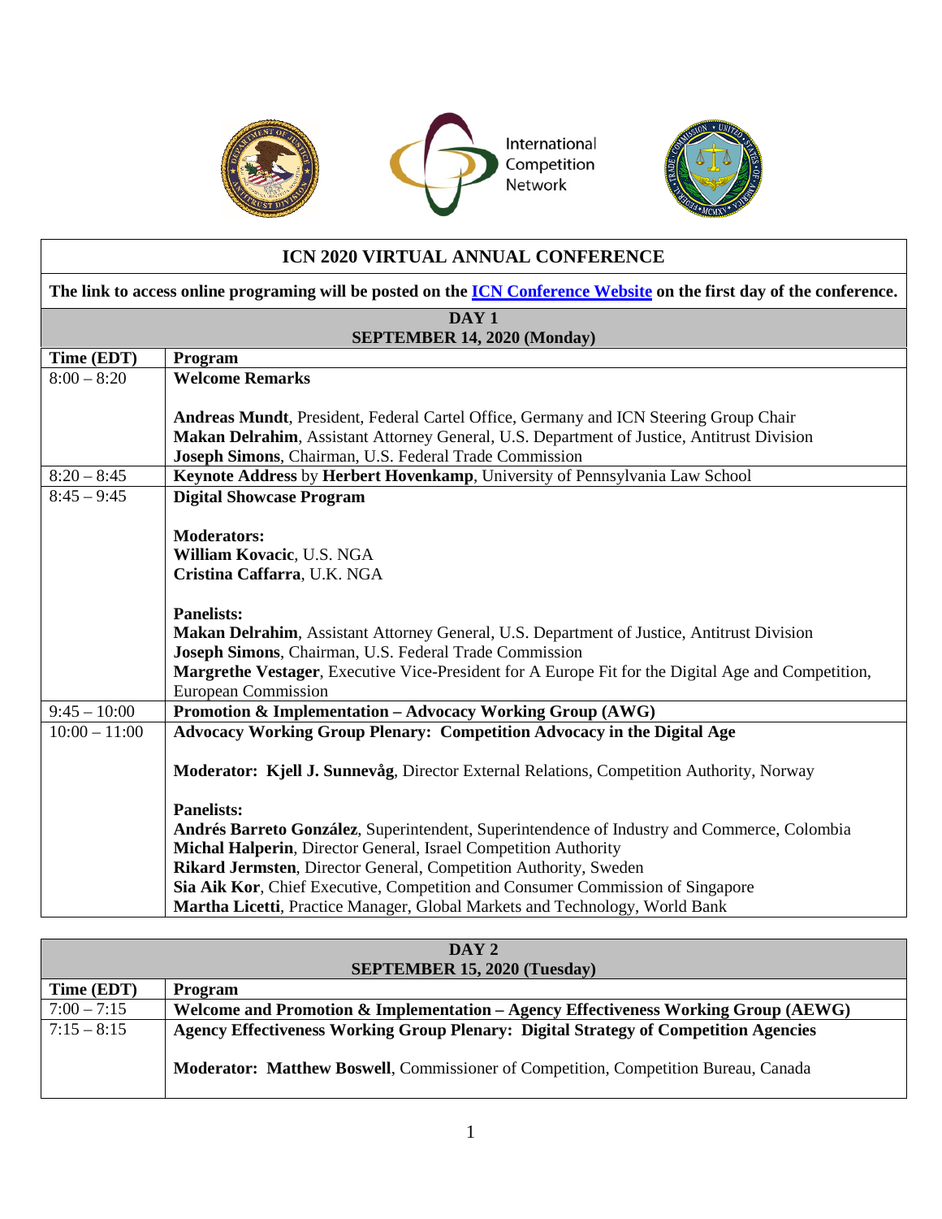# ICN 2020 VIRTUAL ANNUAL CONFERENCE

**The link to access online programing will be posted on the ICN Conference Website on the first day of the conference.**

## DAY 1
## SEPTEMBER 14, 2020 (Monday)

| Time (EDT) | Program |
|---|---|
| 8:00 – 8:20 | **Welcome Remarks**<br><br>**Andreas Mundt**, President, Federal Cartel Office, Germany and ICN Steering Group Chair<br>**Makan Delrahim**, Assistant Attorney General, U.S. Department of Justice, Antitrust Division<br>**Joseph Simons**, Chairman, U.S. Federal Trade Commission |
| 8:20 – 8:45 | **Keynote Address** by **Herbert Hovenkamp**, University of Pennsylvania Law School |
| 8:45 – 9:45 | **Digital Showcase Program**<br><br>**Moderators:**<br>**William Kovacic**, U.S. NGA<br>**Cristina Caffarra**, U.K. NGA<br><br>**Panelists:**<br>**Makan Delrahim**, Assistant Attorney General, U.S. Department of Justice, Antitrust Division<br>**Joseph Simons**, Chairman, U.S. Federal Trade Commission<br>**Margrethe Vestager**, Executive Vice-President for A Europe Fit for the Digital Age and Competition, European Commission |
| 9:45 – 10:00 | **Promotion & Implementation – Advocacy Working Group (AWG)** |
| 10:00 – 11:00 | **Advocacy Working Group Plenary: Competition Advocacy in the Digital Age**<br><br>**Moderator: Kjell J. Sunnevåg**, Director External Relations, Competition Authority, Norway<br><br>**Panelists:**<br>**Andrés Barreto González**, Superintendent, Superintendence of Industry and Commerce, Colombia<br>**Michal Halperin**, Director General, Israel Competition Authority<br>**Rikard Jermsten**, Director General, Competition Authority, Sweden<br>**Sia Aik Kor**, Chief Executive, Competition and Consumer Commission of Singapore<br>**Martha Licetti**, Practice Manager, Global Markets and Technology, World Bank |

## DAY 2
## SEPTEMBER 15, 2020 (Tuesday)

| Time (EDT) | Program |
|---|---|
| 7:00 – 7:15 | **Welcome and Promotion & Implementation – Agency Effectiveness Working Group (AEWG)** |
| 7:15 – 8:15 | **Agency Effectiveness Working Group Plenary: Digital Strategy of Competition Agencies**<br><br>**Moderator: Matthew Boswell**, Commissioner of Competition, Competition Bureau, Canada |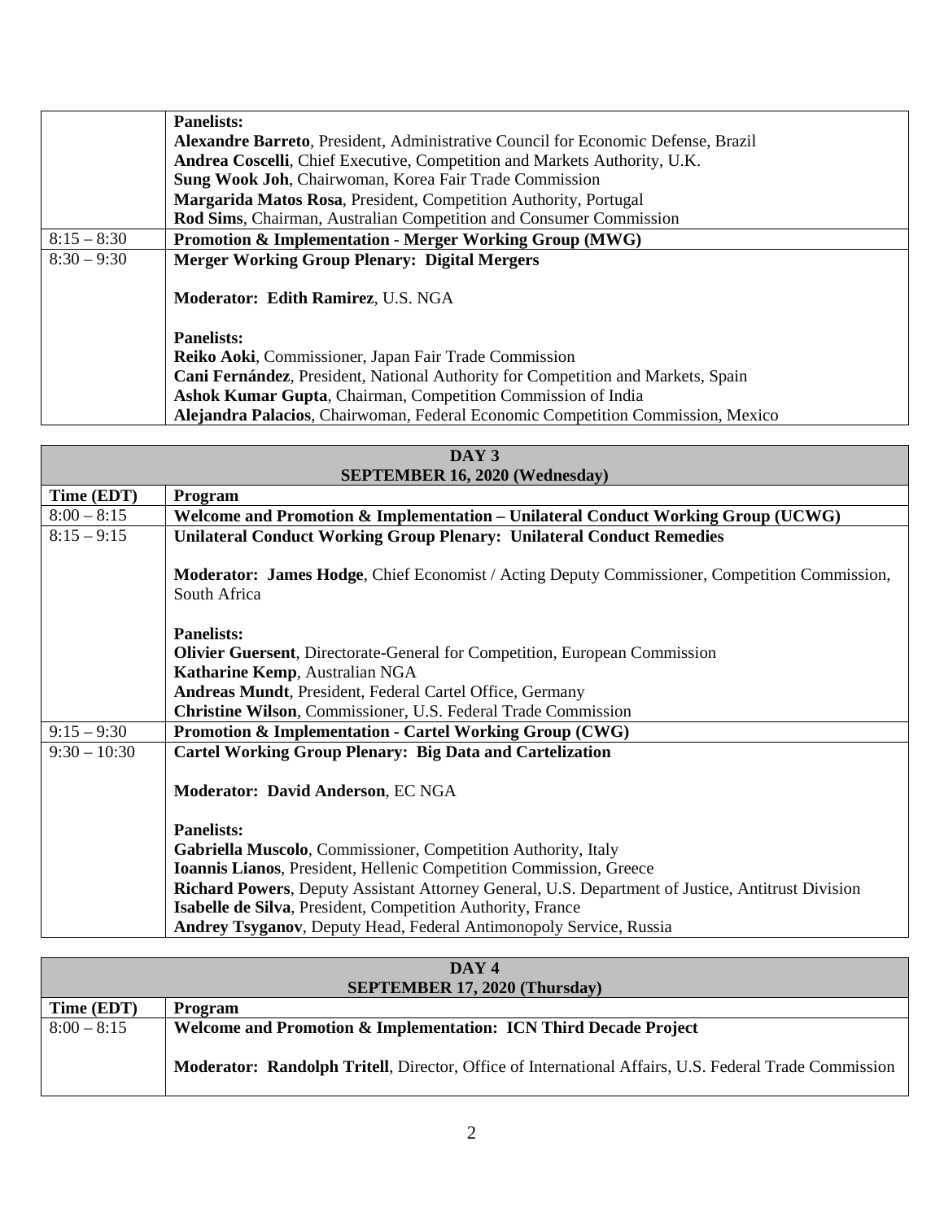| | |
|---|---|
| | **Panelists:**<br>**Alexandre Barreto**, President, Administrative Council for Economic Defense, Brazil<br>**Andrea Coscelli**, Chief Executive, Competition and Markets Authority, U.K.<br>**Sung Wook Joh**, Chairwoman, Korea Fair Trade Commission<br>**Margarida Matos Rosa**, President, Competition Authority, Portugal<br>**Rod Sims**, Chairman, Australian Competition and Consumer Commission |
| 8:15 – 8:30 | **Promotion & Implementation - Merger Working Group (MWG)** |
| 8:30 – 9:30 | **Merger Working Group Plenary: Digital Mergers**<br><br>**Moderator: Edith Ramirez**, U.S. NGA<br><br>**Panelists:**<br>**Reiko Aoki**, Commissioner, Japan Fair Trade Commission<br>**Cani Fernández**, President, National Authority for Competition and Markets, Spain<br>**Ashok Kumar Gupta**, Chairman, Competition Commission of India<br>**Alejandra Palacios**, Chairwoman, Federal Economic Competition Commission, Mexico |

| DAY 3<br>SEPTEMBER 16, 2020 (Wednesday) | |
|---|---|
| **Time (EDT)** | **Program** |
| 8:00 – 8:15 | **Welcome and Promotion & Implementation – Unilateral Conduct Working Group (UCWG)** |
| 8:15 – 9:15 | **Unilateral Conduct Working Group Plenary: Unilateral Conduct Remedies**<br><br>**Moderator: James Hodge**, Chief Economist / Acting Deputy Commissioner, Competition Commission, South Africa<br><br>**Panelists:**<br>**Olivier Guersent**, Directorate-General for Competition, European Commission<br>**Katharine Kemp**, Australian NGA<br>**Andreas Mundt**, President, Federal Cartel Office, Germany<br>**Christine Wilson**, Commissioner, U.S. Federal Trade Commission |
| 9:15 – 9:30 | **Promotion & Implementation - Cartel Working Group (CWG)** |
| 9:30 – 10:30 | **Cartel Working Group Plenary: Big Data and Cartelization**<br><br>**Moderator: David Anderson**, EC NGA<br><br>**Panelists:**<br>**Gabriella Muscolo**, Commissioner, Competition Authority, Italy<br>**Ioannis Lianos**, President, Hellenic Competition Commission, Greece<br>**Richard Powers**, Deputy Assistant Attorney General, U.S. Department of Justice, Antitrust Division<br>**Isabelle de Silva**, President, Competition Authority, France<br>**Andrey Tsyganov**, Deputy Head, Federal Antimonopoly Service, Russia |

| DAY 4<br>SEPTEMBER 17, 2020 (Thursday) | |
|---|---|
| **Time (EDT)** | **Program** |
| 8:00 – 8:15 | **Welcome and Promotion & Implementation: ICN Third Decade Project**<br><br>**Moderator: Randolph Tritell**, Director, Office of International Affairs, U.S. Federal Trade Commission |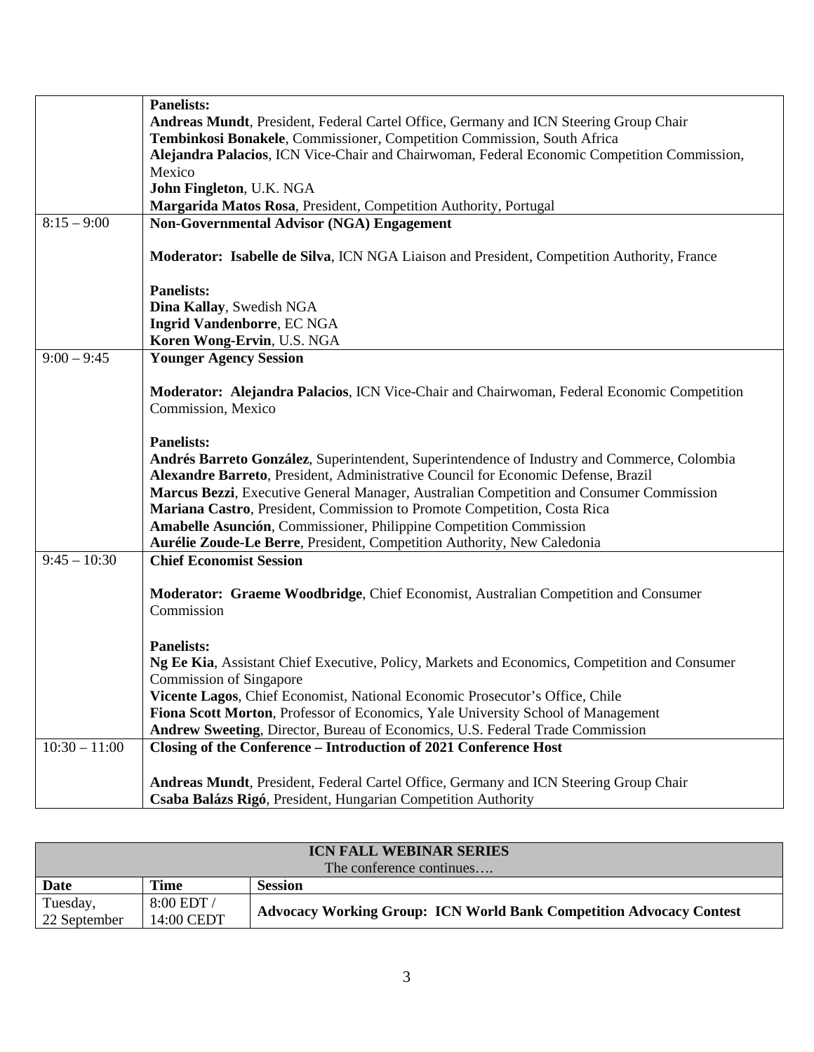| | |
|---|---|
| | **Panelists:**<br>**Andreas Mundt**, President, Federal Cartel Office, Germany and ICN Steering Group Chair<br>**Tembinkosi Bonakele**, Commissioner, Competition Commission, South Africa<br>**Alejandra Palacios**, ICN Vice-Chair and Chairwoman, Federal Economic Competition Commission, Mexico<br>**John Fingleton**, U.K. NGA<br>**Margarida Matos Rosa**, President, Competition Authority, Portugal |
| 8:15 – 9:00 | **Non-Governmental Advisor (NGA) Engagement**<br><br>**Moderator: Isabelle de Silva**, ICN NGA Liaison and President, Competition Authority, France<br><br>**Panelists:**<br>**Dina Kallay**, Swedish NGA<br>**Ingrid Vandenborre**, EC NGA<br>**Koren Wong-Ervin**, U.S. NGA |
| 9:00 – 9:45 | **Younger Agency Session**<br><br>**Moderator: Alejandra Palacios**, ICN Vice-Chair and Chairwoman, Federal Economic Competition Commission, Mexico<br><br>**Panelists:**<br>**Andrés Barreto González**, Superintendent, Superintendence of Industry and Commerce, Colombia<br>**Alexandre Barreto**, President, Administrative Council for Economic Defense, Brazil<br>**Marcus Bezzi**, Executive General Manager, Australian Competition and Consumer Commission<br>**Mariana Castro**, President, Commission to Promote Competition, Costa Rica<br>**Amabelle Asunción**, Commissioner, Philippine Competition Commission<br>**Aurélie Zoude-Le Berre**, President, Competition Authority, New Caledonia |
| 9:45 – 10:30 | **Chief Economist Session**<br><br>**Moderator: Graeme Woodbridge**, Chief Economist, Australian Competition and Consumer Commission<br><br>**Panelists:**<br>**Ng Ee Kia**, Assistant Chief Executive, Policy, Markets and Economics, Competition and Consumer Commission of Singapore<br>**Vicente Lagos**, Chief Economist, National Economic Prosecutor's Office, Chile<br>**Fiona Scott Morton**, Professor of Economics, Yale University School of Management<br>**Andrew Sweeting**, Director, Bureau of Economics, U.S. Federal Trade Commission |
| 10:30 – 11:00 | **Closing of the Conference – Introduction of 2021 Conference Host**<br><br>**Andreas Mundt**, President, Federal Cartel Office, Germany and ICN Steering Group Chair<br>**Csaba Balázs Rigó**, President, Hungarian Competition Authority |

| **ICN FALL WEBINAR SERIES**<br>The conference continues…. | | |
|---|---|---|
| **Date** | **Time** | **Session** |
| Tuesday, 22 September | 8:00 EDT / 14:00 CEDT | **Advocacy Working Group: ICN World Bank Competition Advocacy Contest** |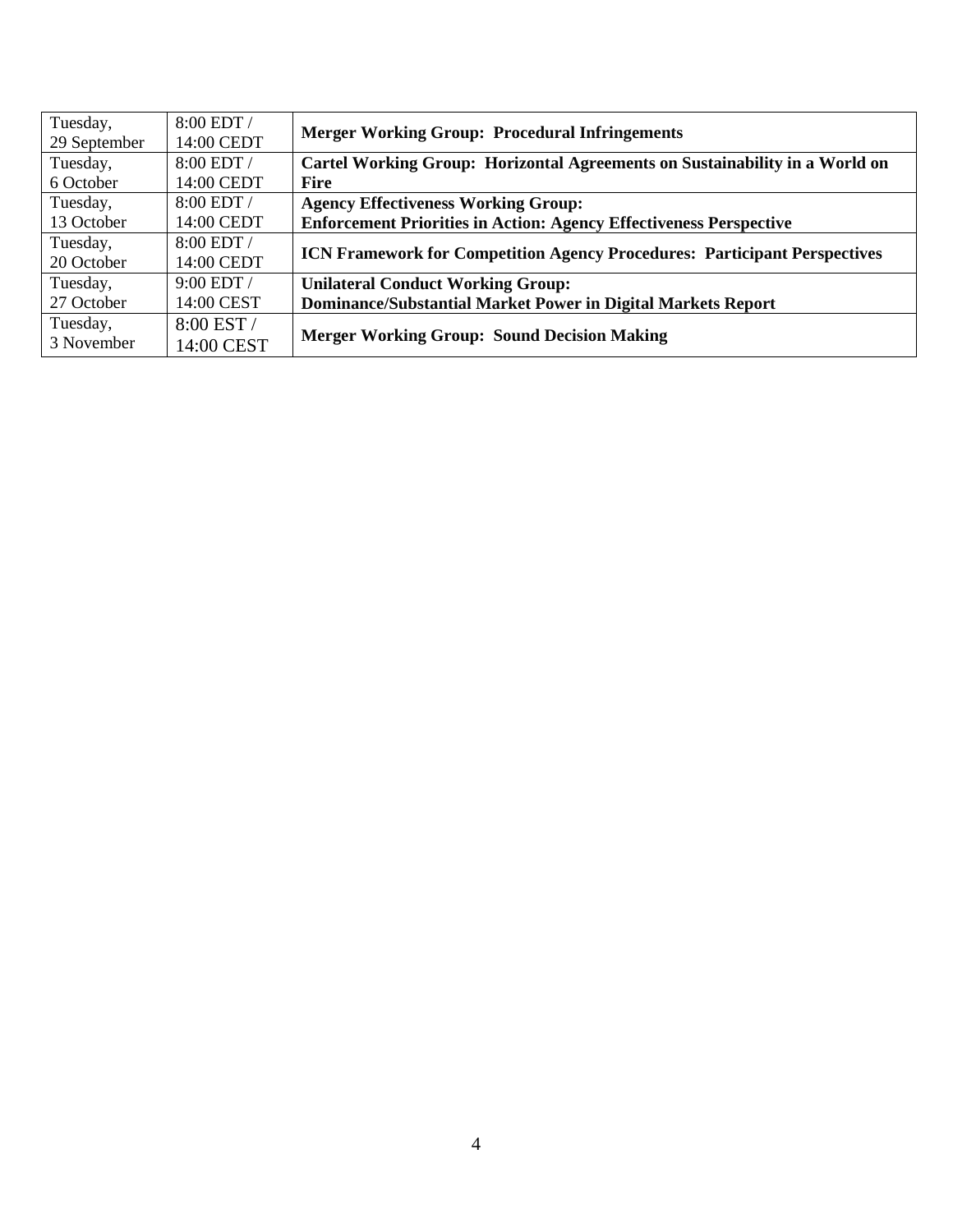| | | |
|---|---|---|
| Tuesday, 29 September | 8:00 EDT / 14:00 CEDT | **Merger Working Group: Procedural Infringements** |
| Tuesday, 6 October | 8:00 EDT / 14:00 CEDT | **Cartel Working Group: Horizontal Agreements on Sustainability in a World on Fire** |
| Tuesday, 13 October | 8:00 EDT / 14:00 CEDT | **Agency Effectiveness Working Group: Enforcement Priorities in Action: Agency Effectiveness Perspective** |
| Tuesday, 20 October | 8:00 EDT / 14:00 CEDT | **ICN Framework for Competition Agency Procedures: Participant Perspectives** |
| Tuesday, 27 October | 9:00 EDT / 14:00 CEST | **Unilateral Conduct Working Group: Dominance/Substantial Market Power in Digital Markets Report** |
| Tuesday, 3 November | 8:00 EST / 14:00 CEST | **Merger Working Group: Sound Decision Making** |